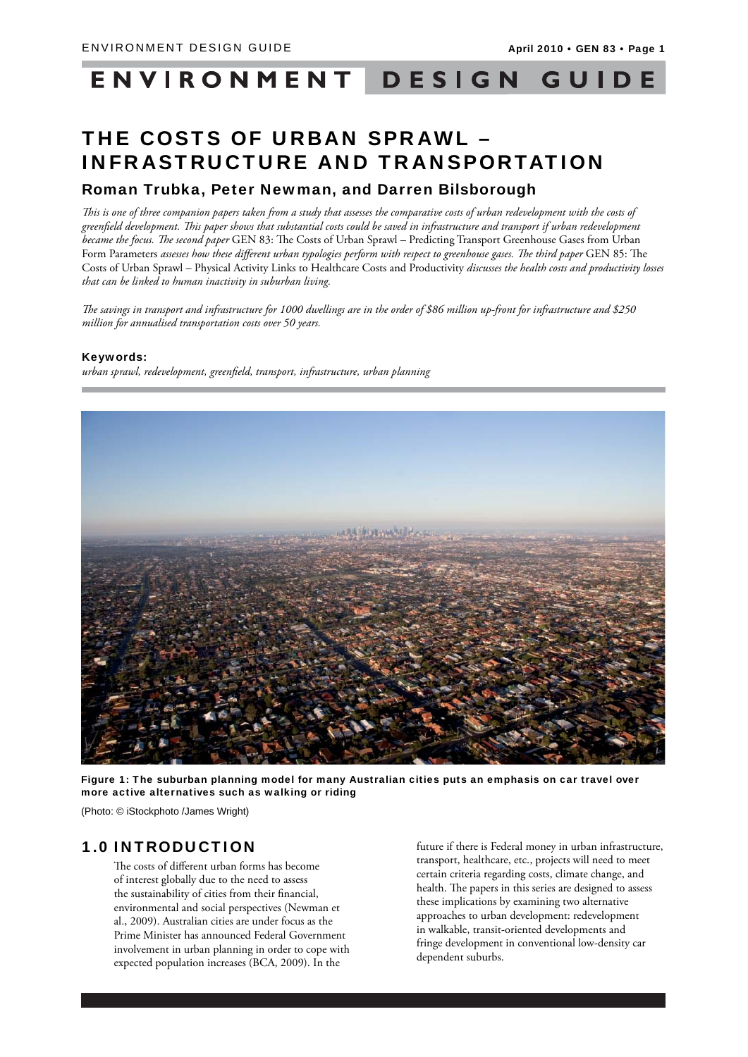# THE COSTS OF URBAN SPRAWL – INFRASTRUCTURE AND TRANSPORTATION

## Roman Trubka, Peter Newman, and Darren Bilsborough

*This is one of three companion papers taken from a study that assesses the comparative costs of urban redevelopment with the costs of greenfield development. This paper shows that substantial costs could be saved in infrastructure and transport if urban redevelopment became the focus. The second paper* GEN 83: The Costs of Urban Sprawl – Predicting Transport Greenhouse Gases from Urban Form Parameters *assesses how these different urban typologies perform with respect to greenhouse gases. The third paper* GEN 85: The Costs of Urban Sprawl – Physical Activity Links to Healthcare Costs and Productivity *discusses the health costs and productivity losses that can be linked to human inactivity in suburban living.*

*The savings in transport and infrastructure for 1000 dwellings are in the order of $86 million up-front for infrastructure and $250 million for annualised transportation costs over 50 years.*

**Keywords:**

*urban sprawl, redevelopment, greenfield, transport, infrastructure, urban planning*

**Figure 1: The suburban planning model for many Australian cities puts an emphasis on car travel over more active alternatives such as walking or riding**

(Photo: © iStockphoto /James Wright)

## 1.0 INTRODUCTION

The costs of different urban forms has become of interest globally due to the need to assess the sustainability of cities from their financial, environmental and social perspectives (Newman et al., 2009). Australian cities are under focus as the Prime Minister has announced Federal Government involvement in urban planning in order to cope with expected population increases (BCA, 2009). In the future if there is Federal money in urban infrastructure, transport, healthcare, etc., projects will need to meet certain criteria regarding costs, climate change, and health. The papers in this series are designed to assess these implications by examining two alternative approaches to urban development: redevelopment in walkable, transit-oriented developments and fringe development in conventional low-density car dependent suburbs.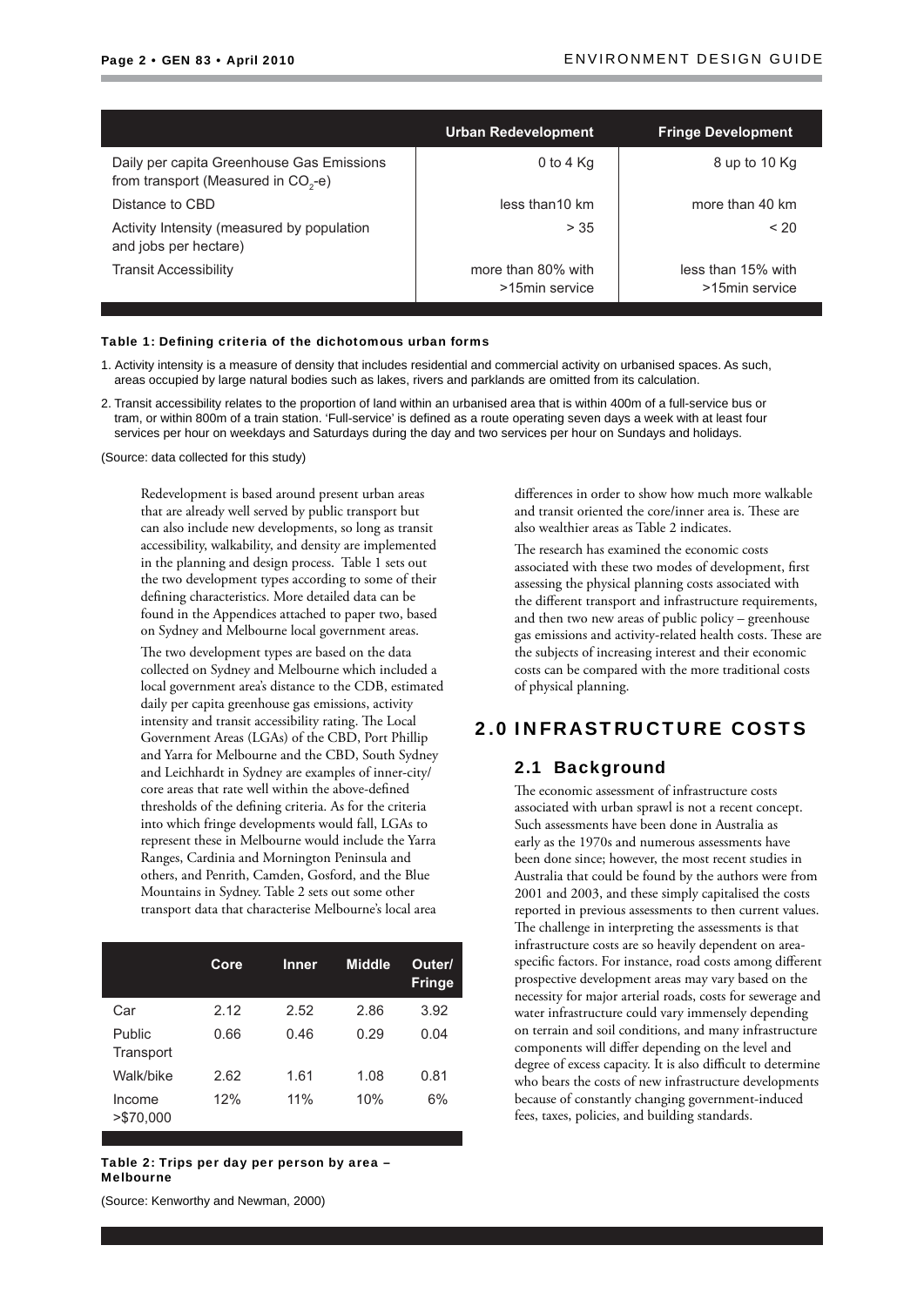| | Urban Redevelopment | Fringe Development |
|---|---|---|
| Daily per capita Greenhouse Gas Emissions from transport (Measured in $CO_2$-e) | 0 to 4 Kg | 8 up to 10 Kg |
| Distance to CBD | less than10 km | more than 40 km |
| Activity Intensity (measured by population and jobs per hectare) | > 35 | < 20 |
| Transit Accessibility | more than 80% with >15min service | less than 15% with >15min service |

**Table 1: Defining criteria of the dichotomous urban forms**

1. Activity intensity is a measure of density that includes residential and commercial activity on urbanised spaces. As such, areas occupied by large natural bodies such as lakes, rivers and parklands are omitted from its calculation.
2. Transit accessibility relates to the proportion of land within an urbanised area that is within 400m of a full-service bus or tram, or within 800m of a train station. 'Full-service' is defined as a route operating seven days a week with at least four services per hour on weekdays and Saturdays during the day and two services per hour on Sundays and holidays.

(Source: data collected for this study)

Redevelopment is based around present urban areas that are already well served by public transport but can also include new developments, so long as transit accessibility, walkability, and density are implemented in the planning and design process. Table 1 sets out the two development types according to some of their defining characteristics. More detailed data can be found in the Appendices attached to paper two, based on Sydney and Melbourne local government areas.

The two development types are based on the data collected on Sydney and Melbourne which included a local government area's distance to the CDB, estimated daily per capita greenhouse gas emissions, activity intensity and transit accessibility rating. The Local Government Areas (LGAs) of the CBD, Port Phillip and Yarra for Melbourne and the CBD, South Sydney and Leichhardt in Sydney are examples of inner-city/core areas that rate well within the above-defined thresholds of the defining criteria. As for the criteria into which fringe developments would fall, LGAs to represent these in Melbourne would include the Yarra Ranges, Cardinia and Mornington Peninsula and others, and Penrith, Camden, Gosford, and the Blue Mountains in Sydney. Table 2 sets out some other transport data that characterise Melbourne's local area differences in order to show how much more walkable and transit oriented the core/inner area is. These are also wealthier areas as Table 2 indicates.

| | Core | Inner | Middle | Outer/ Fringe |
|---|---|---|---|---|
| Car | 2.12 | 2.52 | 2.86 | 3.92 |
| Public Transport | 0.66 | 0.46 | 0.29 | 0.04 |
| Walk/bike | 2.62 | 1.61 | 1.08 | 0.81 |
| Income >$70,000 | 12% | 11% | 10% | 6% |

**Table 2: Trips per day per person by area – Melbourne**

(Source: Kenworthy and Newman, 2000)

The research has examined the economic costs associated with these two modes of development, first assessing the physical planning costs associated with the different transport and infrastructure requirements, and then two new areas of public policy – greenhouse gas emissions and activity-related health costs. These are the subjects of increasing interest and their economic costs can be compared with the more traditional costs of physical planning.

## 2.0 INFRASTRUCTURE COSTS

### 2.1 Background

The economic assessment of infrastructure costs associated with urban sprawl is not a recent concept. Such assessments have been done in Australia as early as the 1970s and numerous assessments have been done since; however, the most recent studies in Australia that could be found by the authors were from 2001 and 2003, and these simply capitalised the costs reported in previous assessments to then current values. The challenge in interpreting the assessments is that infrastructure costs are so heavily dependent on area-specific factors. For instance, road costs among different prospective development areas may vary based on the necessity for major arterial roads, costs for sewerage and water infrastructure could vary immensely depending on terrain and soil conditions, and many infrastructure components will differ depending on the level and degree of excess capacity. It is also difficult to determine who bears the costs of new infrastructure developments because of constantly changing government-induced fees, taxes, policies, and building standards.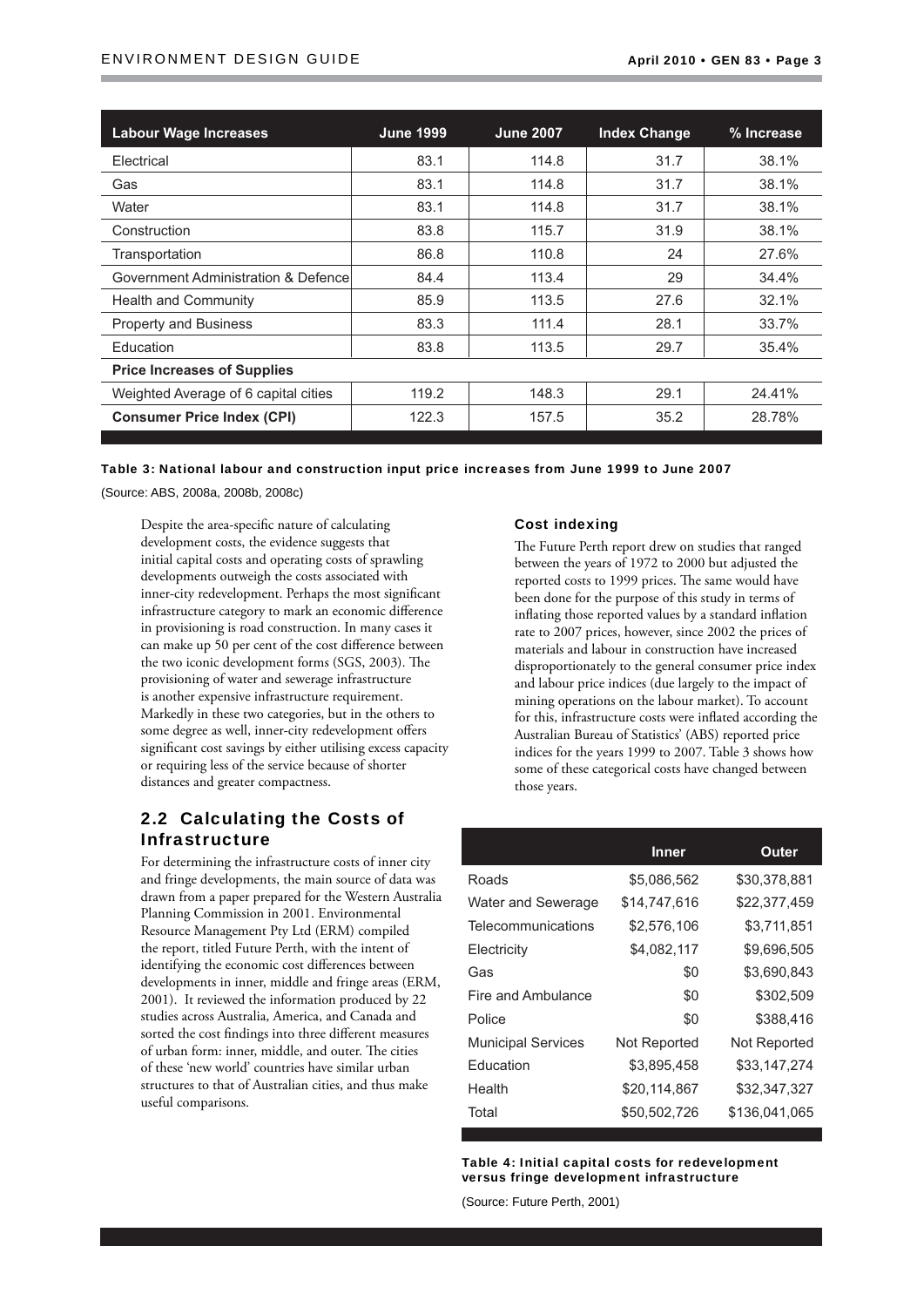| Labour Wage Increases | June 1999 | June 2007 | Index Change | % Increase |
|---|---|---|---|---|
| Electrical | 83.1 | 114.8 | 31.7 | 38.1% |
| Gas | 83.1 | 114.8 | 31.7 | 38.1% |
| Water | 83.1 | 114.8 | 31.7 | 38.1% |
| Construction | 83.8 | 115.7 | 31.9 | 38.1% |
| Transportation | 86.8 | 110.8 | 24 | 27.6% |
| Government Administration & Defence | 84.4 | 113.4 | 29 | 34.4% |
| Health and Community | 85.9 | 113.5 | 27.6 | 32.1% |
| Property and Business | 83.3 | 111.4 | 28.1 | 33.7% |
| Education | 83.8 | 113.5 | 29.7 | 35.4% |
| **Price Increases of Supplies** | | | | |
| Weighted Average of 6 capital cities | 119.2 | 148.3 | 29.1 | 24.41% |
| **Consumer Price Index (CPI)** | 122.3 | 157.5 | 35.2 | 28.78% |

**Table 3: National labour and construction input price increases from June 1999 to June 2007**

(Source: ABS, 2008a, 2008b, 2008c)

Despite the area-specific nature of calculating development costs, the evidence suggests that initial capital costs and operating costs of sprawling developments outweigh the costs associated with inner-city redevelopment. Perhaps the most significant infrastructure category to mark an economic difference in provisioning is road construction. In many cases it can make up 50 per cent of the cost difference between the two iconic development forms (SGS, 2003). The provisioning of water and sewerage infrastructure is another expensive infrastructure requirement. Markedly in these two categories, but in the others to some degree as well, inner-city redevelopment offers significant cost savings by either utilising excess capacity or requiring less of the service because of shorter distances and greater compactness.

## 2.2 Calculating the Costs of Infrastructure

For determining the infrastructure costs of inner city and fringe developments, the main source of data was drawn from a paper prepared for the Western Australia Planning Commission in 2001. Environmental Resource Management Pty Ltd (ERM) compiled the report, titled Future Perth, with the intent of identifying the economic cost differences between developments in inner, middle and fringe areas (ERM, 2001). It reviewed the information produced by 22 studies across Australia, America, and Canada and sorted the cost findings into three different measures of urban form: inner, middle, and outer. The cities of these 'new world' countries have similar urban structures to that of Australian cities, and thus make useful comparisons.

### Cost indexing

The Future Perth report drew on studies that ranged between the years of 1972 to 2000 but adjusted the reported costs to 1999 prices. The same would have been done for the purpose of this study in terms of inflating those reported values by a standard inflation rate to 2007 prices, however, since 2002 the prices of materials and labour in construction have increased disproportionately to the general consumer price index and labour price indices (due largely to the impact of mining operations on the labour market). To account for this, infrastructure costs were inflated according the Australian Bureau of Statistics' (ABS) reported price indices for the years 1999 to 2007. Table 3 shows how some of these categorical costs have changed between those years.

| | Inner | Outer |
|---|---|---|
| Roads | $5,086,562 | $30,378,881 |
| Water and Sewerage | $14,747,616 | $22,377,459 |
| Telecommunications | $2,576,106 | $3,711,851 |
| Electricity | $4,082,117 | $9,696,505 |
| Gas | $0 | $3,690,843 |
| Fire and Ambulance | $0 | $302,509 |
| Police | $0 | $388,416 |
| Municipal Services | Not Reported | Not Reported |
| Education | $3,895,458 | $33,147,274 |
| Health | $20,114,867 | $32,347,327 |
| Total | $50,502,726 | $136,041,065 |

**Table 4: Initial capital costs for redevelopment versus fringe development infrastructure**

(Source: Future Perth, 2001)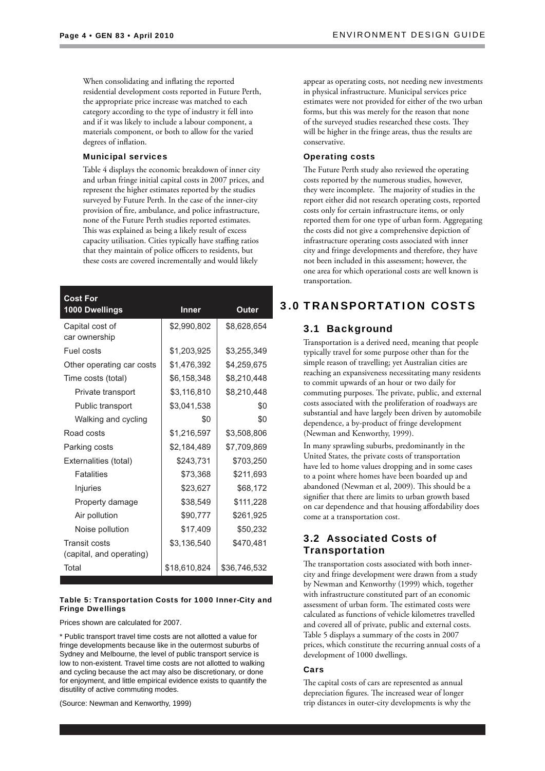When consolidating and inflating the reported residential development costs reported in Future Perth, the appropriate price increase was matched to each category according to the type of industry it fell into and if it was likely to include a labour component, a materials component, or both to allow for the varied degrees of inflation.

### Municipal services

Table 4 displays the economic breakdown of inner city and urban fringe initial capital costs in 2007 prices, and represent the higher estimates reported by the studies surveyed by Future Perth. In the case of the inner-city provision of fire, ambulance, and police infrastructure, none of the Future Perth studies reported estimates. This was explained as being a likely result of excess capacity utilisation. Cities typically have staffing ratios that they maintain of police officers to residents, but these costs are covered incrementally and would likely appear as operating costs, not needing new investments in physical infrastructure. Municipal services price estimates were not provided for either of the two urban forms, but this was merely for the reason that none of the surveyed studies researched these costs. They will be higher in the fringe areas, thus the results are conservative.

### Operating costs

The Future Perth study also reviewed the operating costs reported by the numerous studies, however, they were incomplete. The majority of studies in the report either did not research operating costs, reported costs only for certain infrastructure items, or only reported them for one type of urban form. Aggregating the costs did not give a comprehensive depiction of infrastructure operating costs associated with inner city and fringe developments and therefore, they have not been included in this assessment; however, the one area for which operational costs are well known is transportation.

| Cost For 1000 Dwellings | Inner | Outer |
|---|---|---|
| Capital cost of car ownership | $2,990,802 | $8,628,654 |
| Fuel costs | $1,203,925 | $3,255,349 |
| Other operating car costs | $1,476,392 | $4,259,675 |
| Time costs (total) | $6,158,348 | $8,210,448 |
| Private transport | $3,116,810 | $8,210,448 |
| Public transport | $3,041,538 | $0 |
| Walking and cycling | $0 | $0 |
| Road costs | $1,216,597 | $3,508,806 |
| Parking costs | $2,184,489 | $7,709,869 |
| Externalities (total) | $243,731 | $703,250 |
| Fatalities | $73,368 | $211,693 |
| Injuries | $23,627 | $68,172 |
| Property damage | $38,549 | $111,228 |
| Air pollution | $90,777 | $261,925 |
| Noise pollution | $17,409 | $50,232 |
| Transit costs (capital, and operating) | $3,136,540 | $470,481 |
| Total | $18,610,824 | $36,746,532 |

**Table 5: Transportation Costs for 1000 Inner-City and Fringe Dwellings**

Prices shown are calculated for 2007.

* Public transport travel time costs are not allotted a value for fringe developments because like in the outermost suburbs of Sydney and Melbourne, the level of public transport service is low to non-existent. Travel time costs are not allotted to walking and cycling because the act may also be discretionary, or done for enjoyment, and little empirical evidence exists to quantify the disutility of active commuting modes.

(Source: Newman and Kenworthy, 1999)

# 3.0 TRANSPORTATION COSTS

## 3.1 Background

Transportation is a derived need, meaning that people typically travel for some purpose other than for the simple reason of travelling; yet Australian cities are reaching an expansiveness necessitating many residents to commit upwards of an hour or two daily for commuting purposes. The private, public, and external costs associated with the proliferation of roadways are substantial and have largely been driven by automobile dependence, a by-product of fringe development (Newman and Kenworthy, 1999).

In many sprawling suburbs, predominantly in the United States, the private costs of transportation have led to home values dropping and in some cases to a point where homes have been boarded up and abandoned (Newman et al, 2009). This should be a signifier that there are limits to urban growth based on car dependence and that housing affordability does come at a transportation cost.

## 3.2 Associated Costs of Transportation

The transportation costs associated with both inner-city and fringe development were drawn from a study by Newman and Kenworthy (1999) which, together with infrastructure constituted part of an economic assessment of urban form. The estimated costs were calculated as functions of vehicle kilometres travelled and covered all of private, public and external costs. Table 5 displays a summary of the costs in 2007 prices, which constitute the recurring annual costs of a development of 1000 dwellings.

### Cars

The capital costs of cars are represented as annual depreciation figures. The increased wear of longer trip distances in outer-city developments is why the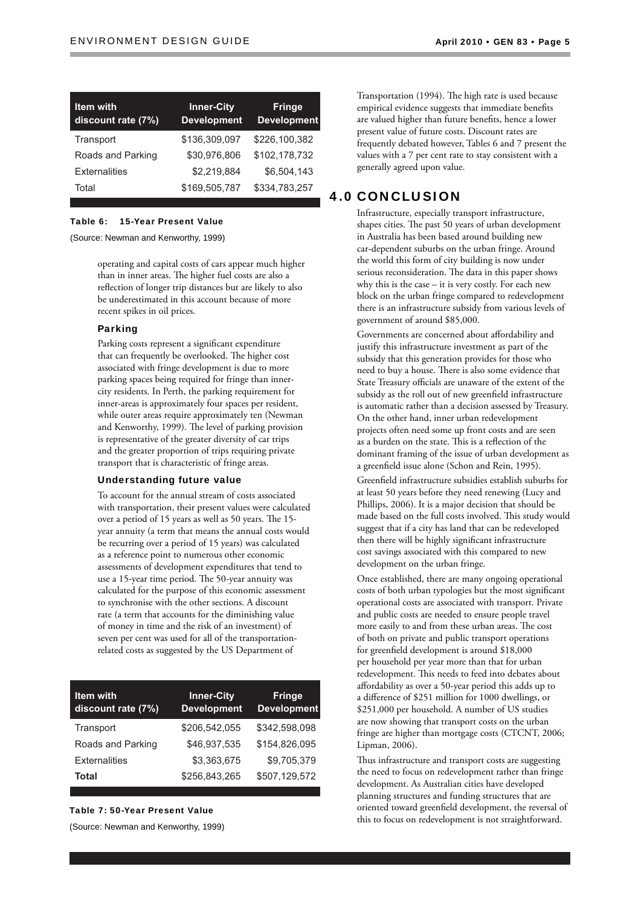| Item with discount rate (7%) | Inner-City Development | Fringe Development |
|---|---|---|
| Transport | $136,309,097 | $226,100,382 |
| Roads and Parking | $30,976,806 | $102,178,732 |
| Externalities | $2,219,884 | $6,504,143 |
| Total | $169,505,787 | $334,783,257 |

**Table 6: 15-Year Present Value**

(Source: Newman and Kenworthy, 1999)

operating and capital costs of cars appear much higher than in inner areas. The higher fuel costs are also a reflection of longer trip distances but are likely to also be underestimated in this account because of more recent spikes in oil prices.

### Parking

Parking costs represent a significant expenditure that can frequently be overlooked. The higher cost associated with fringe development is due to more parking spaces being required for fringe than inner-city residents. In Perth, the parking requirement for inner-areas is approximately four spaces per resident, while outer areas require approximately ten (Newman and Kenworthy, 1999). The level of parking provision is representative of the greater diversity of car trips and the greater proportion of trips requiring private transport that is characteristic of fringe areas.

### Understanding future value

To account for the annual stream of costs associated with transportation, their present values were calculated over a period of 15 years as well as 50 years. The 15-year annuity (a term that means the annual costs would be recurring over a period of 15 years) was calculated as a reference point to numerous other economic assessments of development expenditures that tend to use a 15-year time period. The 50-year annuity was calculated for the purpose of this economic assessment to synchronise with the other sections. A discount rate (a term that accounts for the diminishing value of money in time and the risk of an investment) of seven per cent was used for all of the transportation-related costs as suggested by the US Department of Transportation (1994). The high rate is used because empirical evidence suggests that immediate benefits are valued higher than future benefits, hence a lower present value of future costs. Discount rates are frequently debated however, Tables 6 and 7 present the values with a 7 per cent rate to stay consistent with a generally agreed upon value.

| Item with discount rate (7%) | Inner-City Development | Fringe Development |
|---|---|---|
| Transport | $206,542,055 | $342,598,098 |
| Roads and Parking | $46,937,535 | $154,826,095 |
| Externalities | $3,363,675 | $9,705,379 |
| **Total** | $256,843,265 | $507,129,572 |

**Table 7: 50-Year Present Value**

(Source: Newman and Kenworthy, 1999)

## 4.0 CONCLUSION

Infrastructure, especially transport infrastructure, shapes cities. The past 50 years of urban development in Australia has been based around building new car-dependent suburbs on the urban fringe. Around the world this form of city building is now under serious reconsideration. The data in this paper shows why this is the case – it is very costly. For each new block on the urban fringe compared to redevelopment there is an infrastructure subsidy from various levels of government of around $85,000.

Governments are concerned about affordability and justify this infrastructure investment as part of the subsidy that this generation provides for those who need to buy a house. There is also some evidence that State Treasury officials are unaware of the extent of the subsidy as the roll out of new greenfield infrastructure is automatic rather than a decision assessed by Treasury. On the other hand, inner urban redevelopment projects often need some up front costs and are seen as a burden on the state. This is a reflection of the dominant framing of the issue of urban development as a greenfield issue alone (Schon and Rein, 1995).

Greenfield infrastructure subsidies establish suburbs for at least 50 years before they need renewing (Lucy and Phillips, 2006). It is a major decision that should be made based on the full costs involved. This study would suggest that if a city has land that can be redeveloped then there will be highly significant infrastructure cost savings associated with this compared to new development on the urban fringe.

Once established, there are many ongoing operational costs of both urban typologies but the most significant operational costs are associated with transport. Private and public costs are needed to ensure people travel more easily to and from these urban areas. The cost of both on private and public transport operations for greenfield development is around $18,000 per household per year more than that for urban redevelopment. This needs to feed into debates about affordability as over a 50-year period this adds up to a difference of $251 million for 1000 dwellings, or $251,000 per household. A number of US studies are now showing that transport costs on the urban fringe are higher than mortgage costs (CTCNT, 2006; Lipman, 2006).

Thus infrastructure and transport costs are suggesting the need to focus on redevelopment rather than fringe development. As Australian cities have developed planning structures and funding structures that are oriented toward greenfield development, the reversal of this to focus on redevelopment is not straightforward.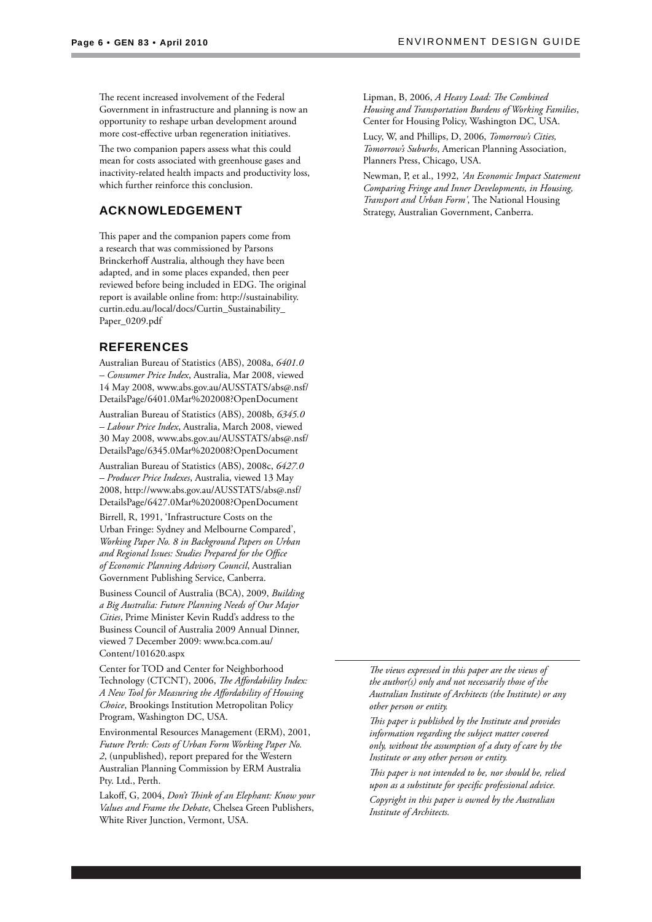The recent increased involvement of the Federal Government in infrastructure and planning is now an opportunity to reshape urban development around more cost-effective urban regeneration initiatives.

The two companion papers assess what this could mean for costs associated with greenhouse gases and inactivity-related health impacts and productivity loss, which further reinforce this conclusion.

## ACKNOWLEDGEMENT

This paper and the companion papers come from a research that was commissioned by Parsons Brinckerhoff Australia, although they have been adapted, and in some places expanded, then peer reviewed before being included in EDG. The original report is available online from: http://sustainability.curtin.edu.au/local/docs/Curtin_Sustainability_Paper_0209.pdf

## REFERENCES

Australian Bureau of Statistics (ABS), 2008a, *6401.0 – Consumer Price Index*, Australia, Mar 2008, viewed 14 May 2008, www.abs.gov.au/AUSSTATS/abs@.nsf/DetailsPage/6401.0Mar%202008?OpenDocument

Australian Bureau of Statistics (ABS), 2008b, *6345.0 – Labour Price Index*, Australia, March 2008, viewed 30 May 2008, www.abs.gov.au/AUSSTATS/abs@.nsf/DetailsPage/6345.0Mar%202008?OpenDocument

Australian Bureau of Statistics (ABS), 2008c, *6427.0 – Producer Price Indexes*, Australia, viewed 13 May 2008, http://www.abs.gov.au/AUSSTATS/abs@.nsf/DetailsPage/6427.0Mar%202008?OpenDocument

Birrell, R, 1991, 'Infrastructure Costs on the Urban Fringe: Sydney and Melbourne Compared', *Working Paper No. 8 in Background Papers on Urban and Regional Issues: Studies Prepared for the Office of Economic Planning Advisory Council*, Australian Government Publishing Service, Canberra.

Business Council of Australia (BCA), 2009, *Building a Big Australia: Future Planning Needs of Our Major Cities*, Prime Minister Kevin Rudd's address to the Business Council of Australia 2009 Annual Dinner, viewed 7 December 2009: www.bca.com.au/Content/101620.aspx

Center for TOD and Center for Neighborhood Technology (CTCNT), 2006, *The Affordability Index: A New Tool for Measuring the Affordability of Housing Choice*, Brookings Institution Metropolitan Policy Program, Washington DC, USA.

Environmental Resources Management (ERM), 2001, *Future Perth: Costs of Urban Form Working Paper No. 2*, (unpublished), report prepared for the Western Australian Planning Commission by ERM Australia Pty. Ltd., Perth.

Lakoff, G, 2004, *Don't Think of an Elephant: Know your Values and Frame the Debate*, Chelsea Green Publishers, White River Junction, Vermont, USA.

Lipman, B, 2006, *A Heavy Load: The Combined Housing and Transportation Burdens of Working Families*, Center for Housing Policy, Washington DC, USA.

Lucy, W, and Phillips, D, 2006, *Tomorrow's Cities, Tomorrow's Suburbs*, American Planning Association, Planners Press, Chicago, USA.

Newman, P, et al., 1992, *'An Economic Impact Statement Comparing Fringe and Inner Developments, in Housing, Transport and Urban Form'*, The National Housing Strategy, Australian Government, Canberra.

---

*The views expressed in this paper are the views of the author(s) only and not necessarily those of the Australian Institute of Architects (the Institute) or any other person or entity.*

*This paper is published by the Institute and provides information regarding the subject matter covered only, without the assumption of a duty of care by the Institute or any other person or entity.*

*This paper is not intended to be, nor should be, relied upon as a substitute for specific professional advice.*

*Copyright in this paper is owned by the Australian Institute of Architects.*